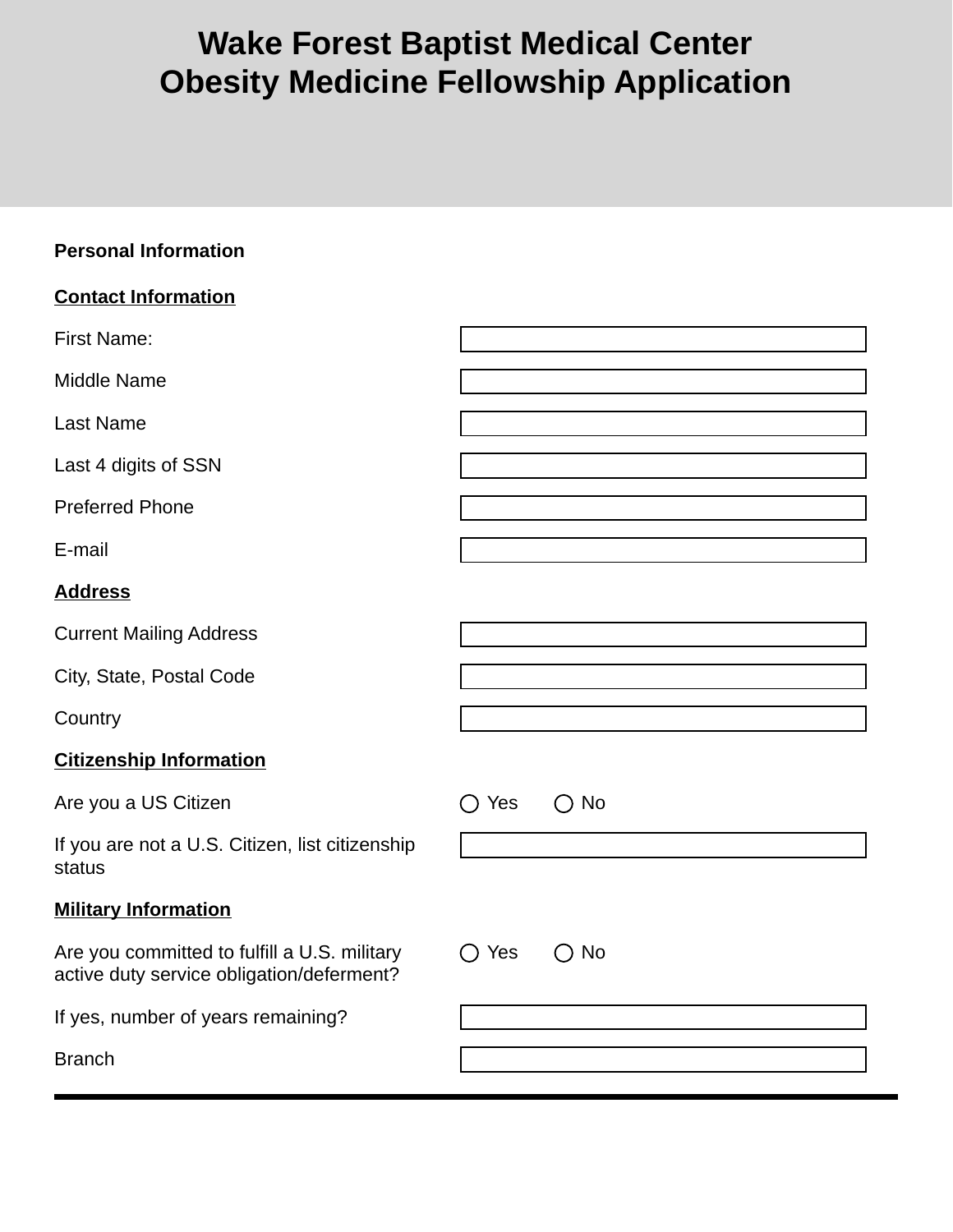# Wake Forest Baptist Medical Center
# Obesity Medicine Fellowship Application

**Personal Information**

**Contact Information**

| | |
|---|---|
| First Name: | |
| Middle Name | |
| Last Name | |
| Last 4 digits of SSN | |
| Preferred Phone | |
| E-mail | |

**Address**

| | |
|---|---|
| Current Mailing Address | |
| City, State, Postal Code | |
| Country | |

**Citizenship Information**

| | |
|---|---|
| Are you a US Citizen | ◯ Yes ◯ No |
| If you are not a U.S. Citizen, list citizenship status | |

**Military Information**

| | |
|---|---|
| Are you committed to fulfill a U.S. military active duty service obligation/deferment? | ◯ Yes ◯ No |
| If yes, number of years remaining? | |
| Branch | |

---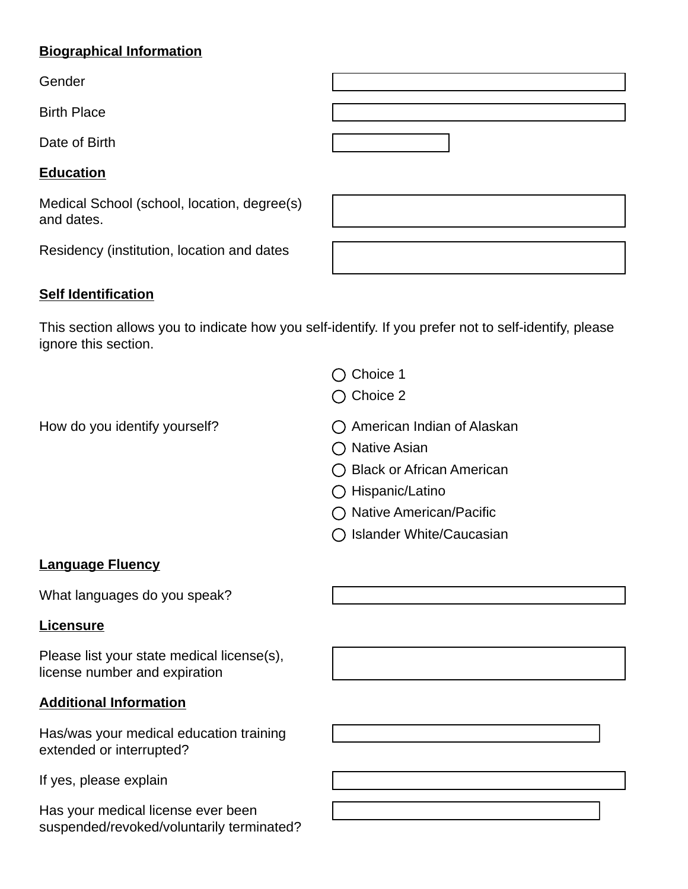**Biographical Information**

Gender

Birth Place

Date of Birth

**Education**

Medical School (school, location, degree(s) and dates.

Residency (institution, location and dates

**Self Identification**

This section allows you to indicate how you self-identify. If you prefer not to self-identify, please ignore this section.

- ◯ Choice 1
- ◯ Choice 2

How do you identify yourself?

- ◯ American Indian of Alaskan
- ◯ Native Asian
- ◯ Black or African American
- ◯ Hispanic/Latino
- ◯ Native American/Pacific
- ◯ Islander White/Caucasian

**Language Fluency**

What languages do you speak?

**Licensure**

Please list your state medical license(s), license number and expiration

**Additional Information**

Has/was your medical education training extended or interrupted?

If yes, please explain

Has your medical license ever been suspended/revoked/voluntarily terminated?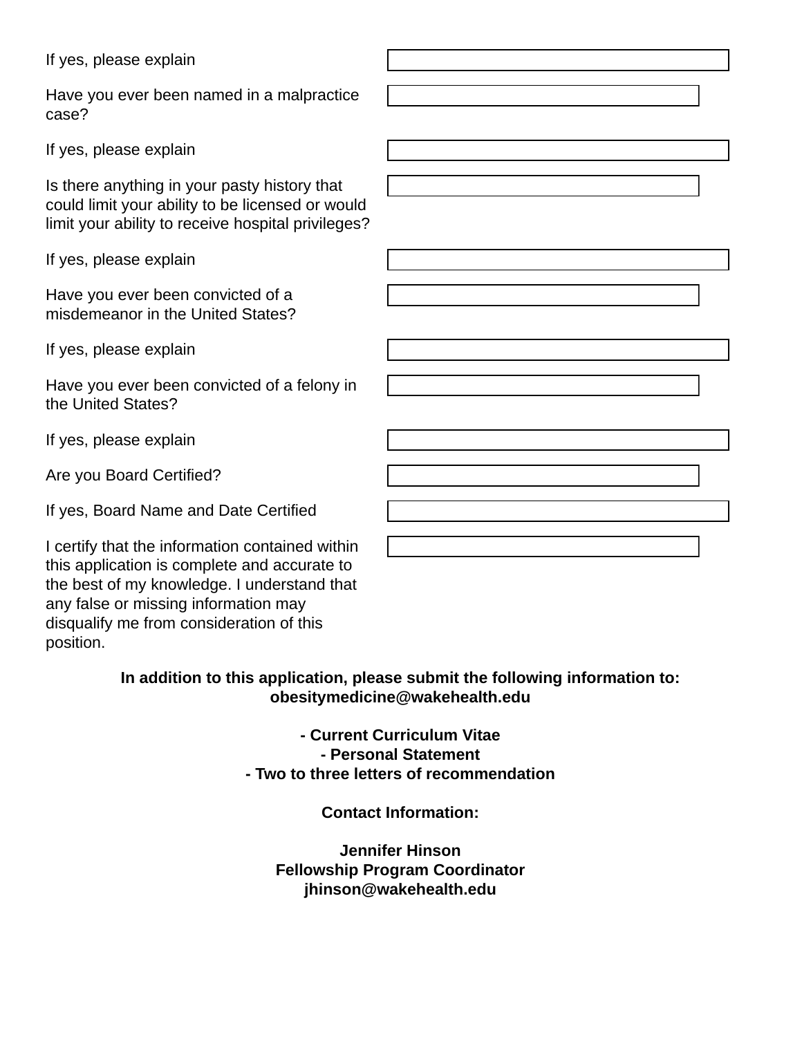| | |
|---|---|
| If yes, please explain | |
| Have you ever been named in a malpractice case? | |
| If yes, please explain | |
| Is there anything in your pasty history that could limit your ability to be licensed or would limit your ability to receive hospital privileges? | |
| If yes, please explain | |
| Have you ever been convicted of a misdemeanor in the United States? | |
| If yes, please explain | |
| Have you ever been convicted of a felony in the United States? | |
| If yes, please explain | |
| Are you Board Certified? | |
| If yes, Board Name and Date Certified | |
| I certify that the information contained within this application is complete and accurate to the best of my knowledge. I understand that any false or missing information may disqualify me from consideration of this position. | |

**In addition to this application, please submit the following information to: obesitymedicine@wakehealth.edu**

**- Current Curriculum Vitae**
**- Personal Statement**
**- Two to three letters of recommendation**

**Contact Information:**

**Jennifer Hinson**
**Fellowship Program Coordinator**
**jhinson@wakehealth.edu**